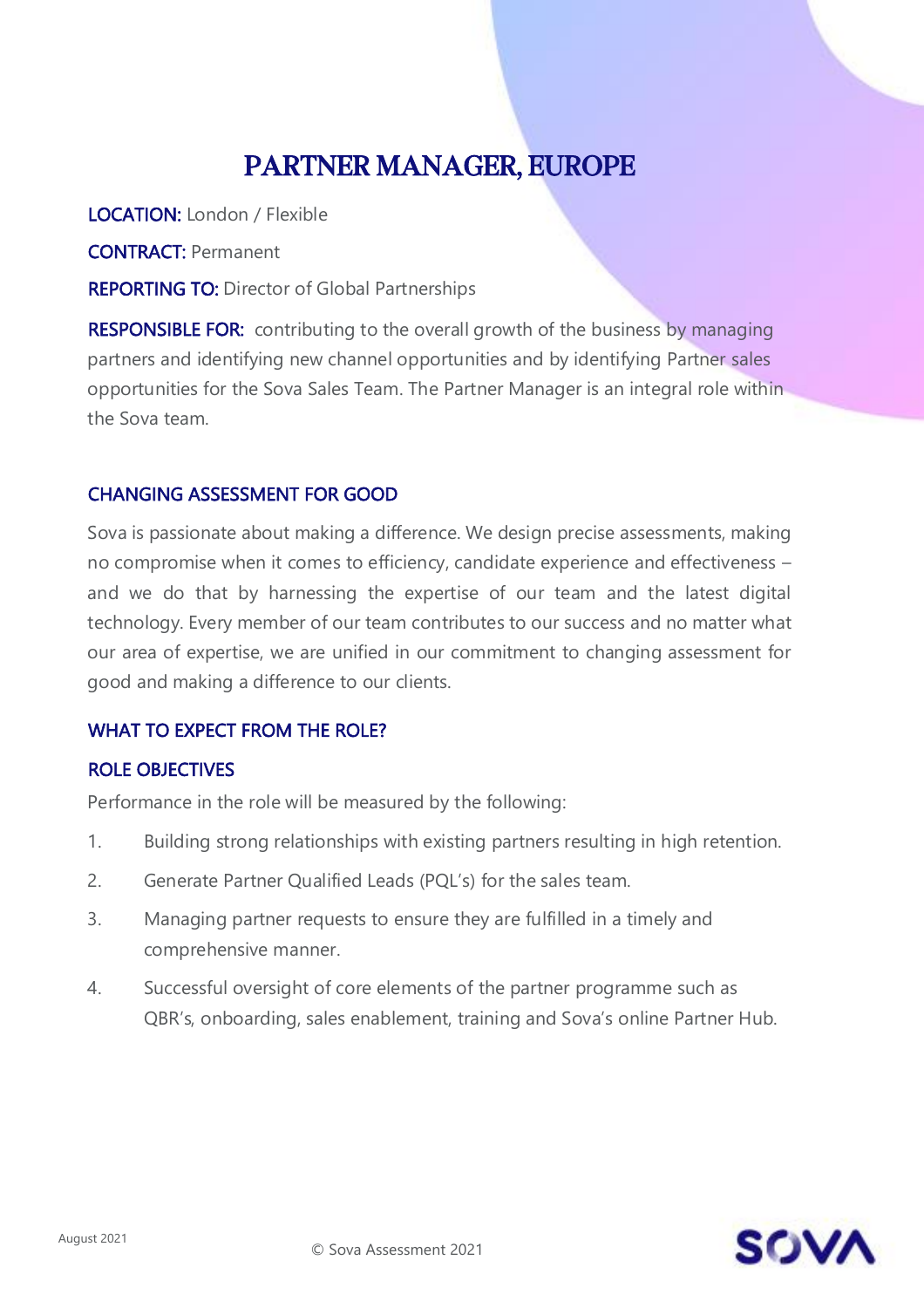# PARTNER MANAGER, EUROPE

**LOCATION:** London / Flexible

**CONTRACT:** Permanent

**REPORTING TO:** Director of Global Partnerships

**RESPONSIBLE FOR:** contributing to the overall growth of the business by managing partners and identifying new channel opportunities and by identifying Partner sales opportunities for the Sova Sales Team. The Partner Manager is an integral role within the Sova team.

## CHANGING ASSESSMENT FOR GOOD

Sova is passionate about making a difference. We design precise assessments, making no compromise when it comes to efficiency, candidate experience and effectiveness – and we do that by harnessing the expertise of our team and the latest digital technology. Every member of our team contributes to our success and no matter what our area of expertise, we are unified in our commitment to changing assessment for good and making a difference to our clients.

## WHAT TO EXPECT FROM THE ROLE?

### ROLE OBJECTIVES

Performance in the role will be measured by the following:

1. Building strong relationships with existing partners resulting in high retention.
2. Generate Partner Qualified Leads (PQL's) for the sales team.
3. Managing partner requests to ensure they are fulfilled in a timely and comprehensive manner.
4. Successful oversight of core elements of the partner programme such as QBR's, onboarding, sales enablement, training and Sova's online Partner Hub.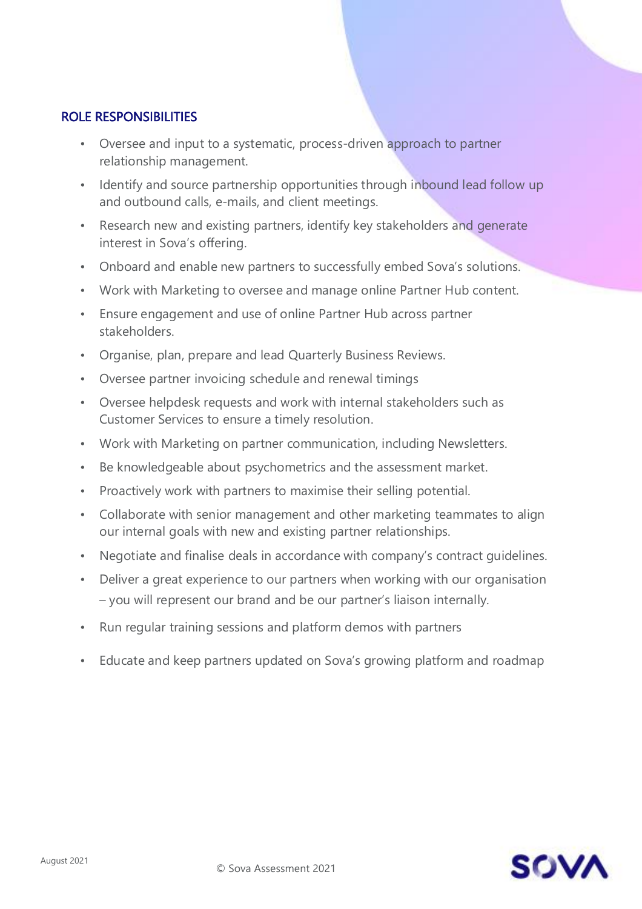## ROLE RESPONSIBILITIES

- Oversee and input to a systematic, process-driven approach to partner relationship management.
- Identify and source partnership opportunities through inbound lead follow up and outbound calls, e-mails, and client meetings.
- Research new and existing partners, identify key stakeholders and generate interest in Sova's offering.
- Onboard and enable new partners to successfully embed Sova's solutions.
- Work with Marketing to oversee and manage online Partner Hub content.
- Ensure engagement and use of online Partner Hub across partner stakeholders.
- Organise, plan, prepare and lead Quarterly Business Reviews.
- Oversee partner invoicing schedule and renewal timings
- Oversee helpdesk requests and work with internal stakeholders such as Customer Services to ensure a timely resolution.
- Work with Marketing on partner communication, including Newsletters.
- Be knowledgeable about psychometrics and the assessment market.
- Proactively work with partners to maximise their selling potential.
- Collaborate with senior management and other marketing teammates to align our internal goals with new and existing partner relationships.
- Negotiate and finalise deals in accordance with company's contract guidelines.
- Deliver a great experience to our partners when working with our organisation – you will represent our brand and be our partner's liaison internally.
- Run regular training sessions and platform demos with partners
- Educate and keep partners updated on Sova's growing platform and roadmap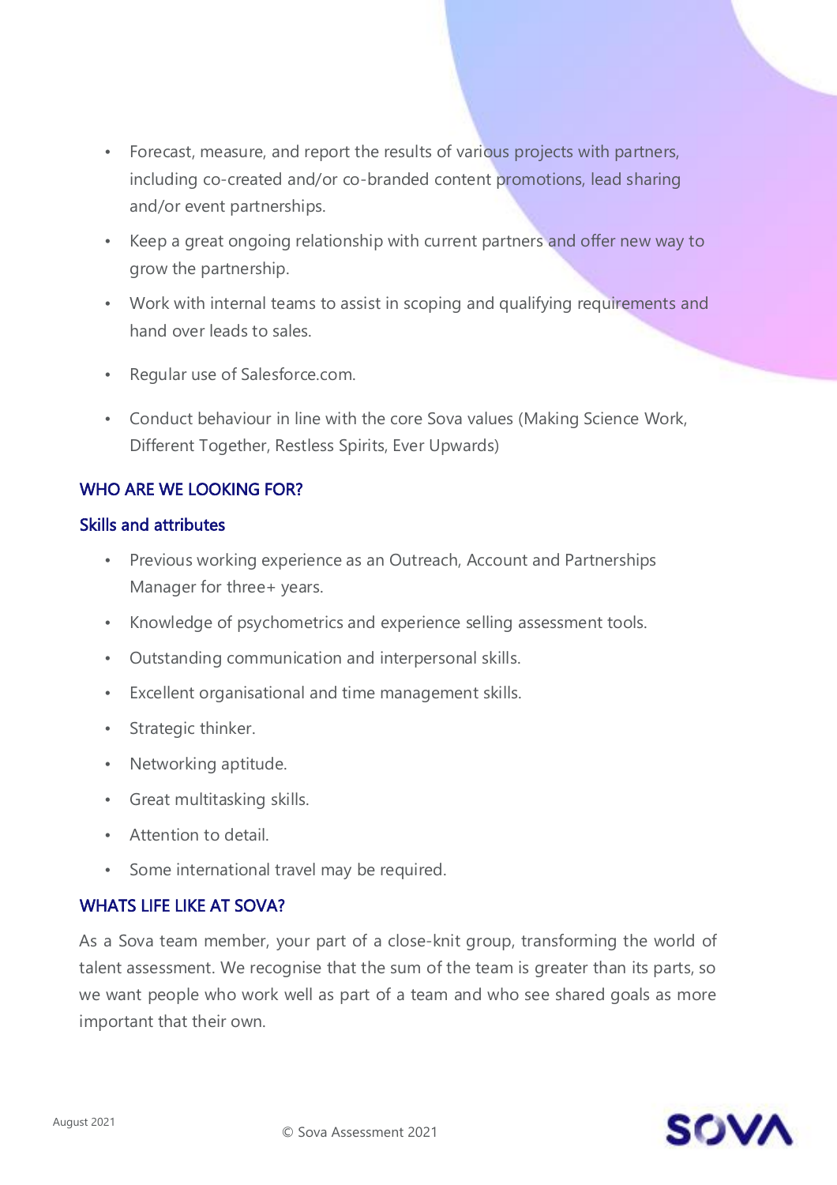- Forecast, measure, and report the results of various projects with partners, including co-created and/or co-branded content promotions, lead sharing and/or event partnerships.
- Keep a great ongoing relationship with current partners and offer new way to grow the partnership.
- Work with internal teams to assist in scoping and qualifying requirements and hand over leads to sales.
- Regular use of Salesforce.com.
- Conduct behaviour in line with the core Sova values (Making Science Work, Different Together, Restless Spirits, Ever Upwards)

## WHO ARE WE LOOKING FOR?

### Skills and attributes

- Previous working experience as an Outreach, Account and Partnerships Manager for three+ years.
- Knowledge of psychometrics and experience selling assessment tools.
- Outstanding communication and interpersonal skills.
- Excellent organisational and time management skills.
- Strategic thinker.
- Networking aptitude.
- Great multitasking skills.
- Attention to detail.
- Some international travel may be required.

## WHATS LIFE LIKE AT SOVA?

As a Sova team member, your part of a close-knit group, transforming the world of talent assessment. We recognise that the sum of the team is greater than its parts, so we want people who work well as part of a team and who see shared goals as more important that their own.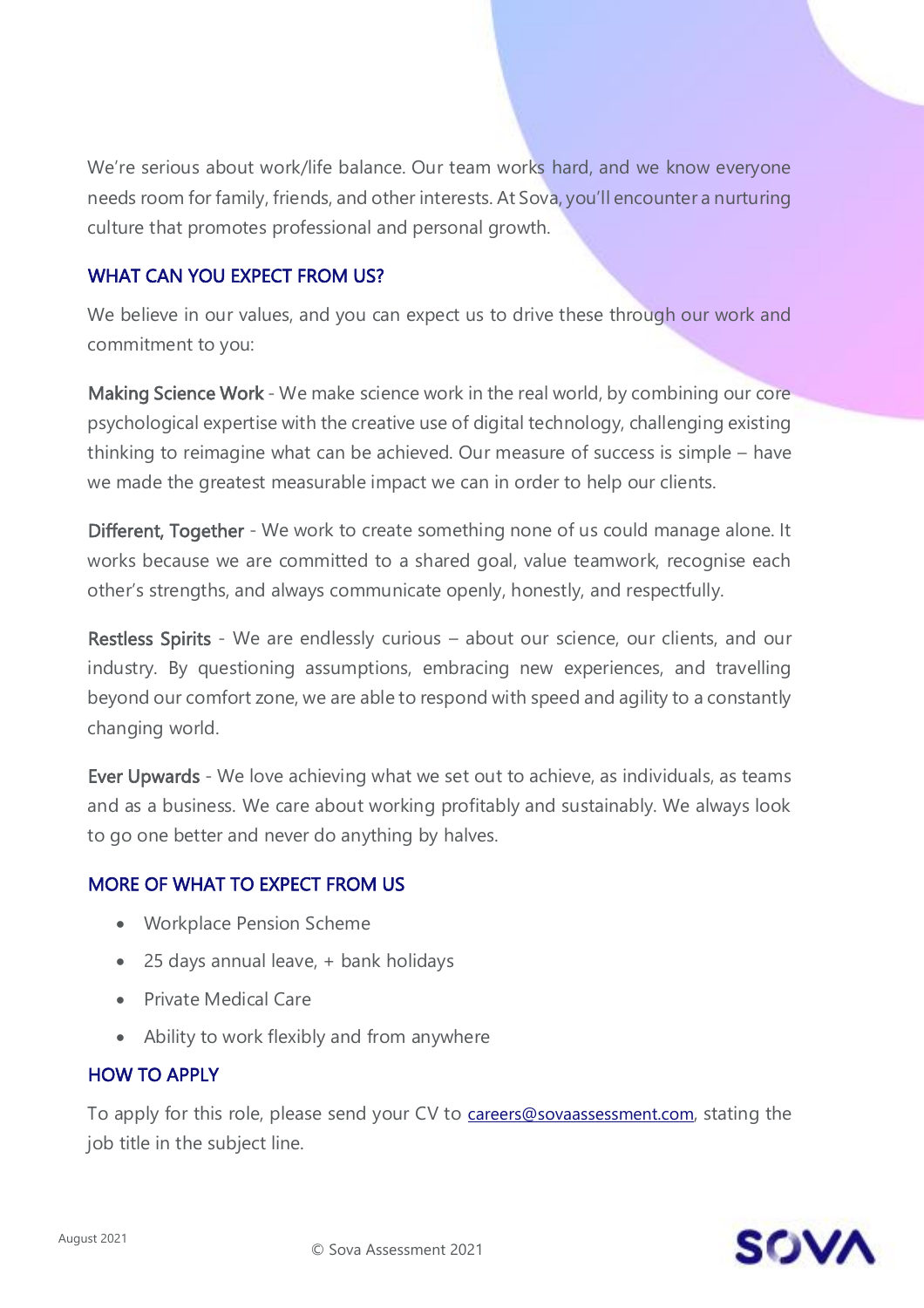We're serious about work/life balance. Our team works hard, and we know everyone needs room for family, friends, and other interests. At Sova, you'll encounter a nurturing culture that promotes professional and personal growth.

## WHAT CAN YOU EXPECT FROM US?

We believe in our values, and you can expect us to drive these through our work and commitment to you:

**Making Science Work** - We make science work in the real world, by combining our core psychological expertise with the creative use of digital technology, challenging existing thinking to reimagine what can be achieved. Our measure of success is simple – have we made the greatest measurable impact we can in order to help our clients.

**Different, Together** - We work to create something none of us could manage alone. It works because we are committed to a shared goal, value teamwork, recognise each other's strengths, and always communicate openly, honestly, and respectfully.

**Restless Spirits** - We are endlessly curious – about our science, our clients, and our industry. By questioning assumptions, embracing new experiences, and travelling beyond our comfort zone, we are able to respond with speed and agility to a constantly changing world.

**Ever Upwards** - We love achieving what we set out to achieve, as individuals, as teams and as a business. We care about working profitably and sustainably. We always look to go one better and never do anything by halves.

## MORE OF WHAT TO EXPECT FROM US

- Workplace Pension Scheme
- 25 days annual leave, + bank holidays
- Private Medical Care
- Ability to work flexibly and from anywhere

## HOW TO APPLY

To apply for this role, please send your CV to careers@sovaassessment.com, stating the job title in the subject line.

August 2021

© Sova Assessment 2021